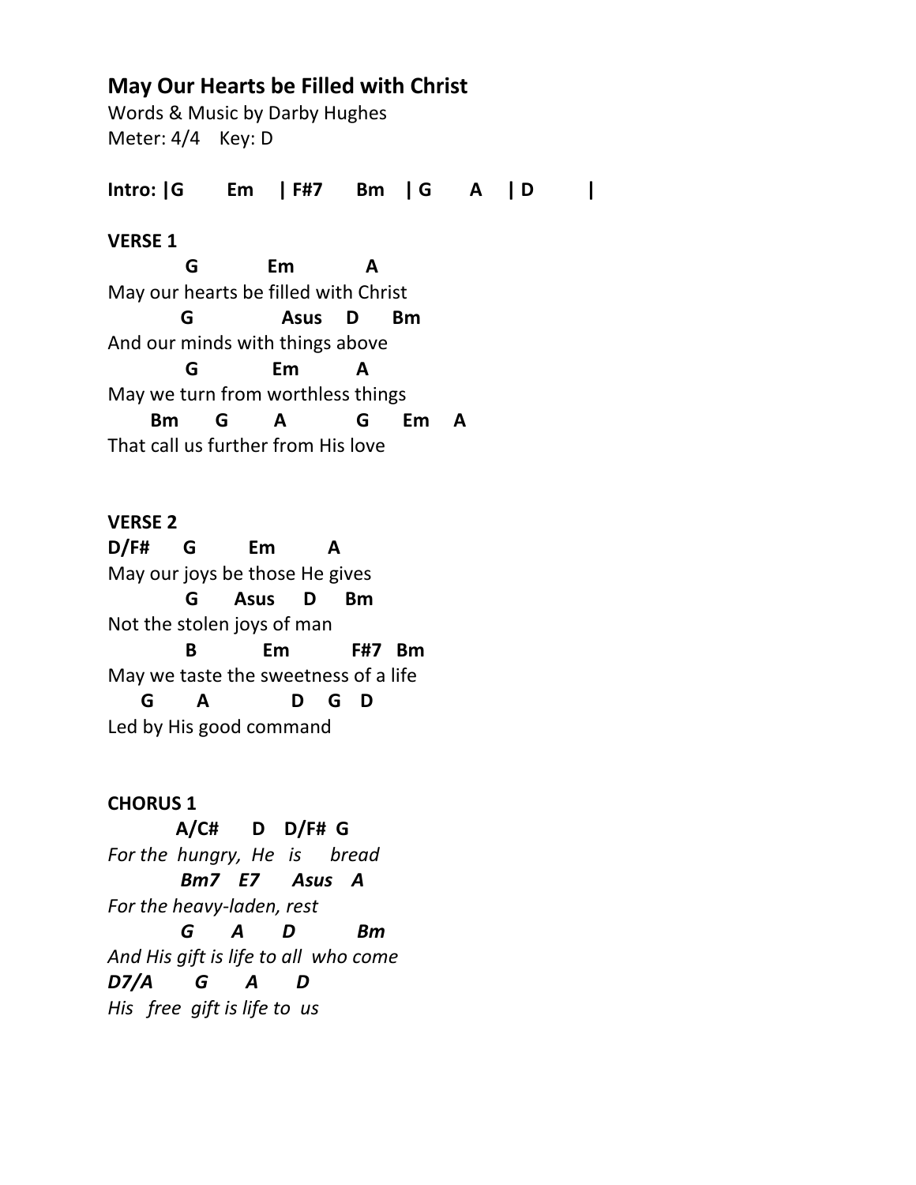## May Our Hearts be Filled with Christ

Words & Music by Darby Hughes
Meter: 4/4    Key: D

**Intro: |G        Em     | F#7      Bm    | G       A     | D          |**

**VERSE 1**

```
          G            Em            A
May our hearts be filled with Christ
         G                Asus    D      Bm
And our minds with things above
          G             Em          A
May we turn from worthless things
     Bm       G        A            G       Em     A
That call us further from His love
```

**VERSE 2**

```
D/F#      G          Em          A
May our joys be those He gives
          G       Asus      D     Bm
Not the stolen joys of man
          B            Em           F#7   Bm
May we taste the sweetness of a life
    G        A              D     G    D
Led by His good command
```

**CHORUS 1**

```
        A/C#      D    D/F#  G
For the  hungry,  He   is     bread
          Bm7    E7      Asus    A
For the heavy-laden, rest
          G       A       D           Bm
And His gift is life to all  who come
D7/A       G       A       D
His   free  gift is life to  us
```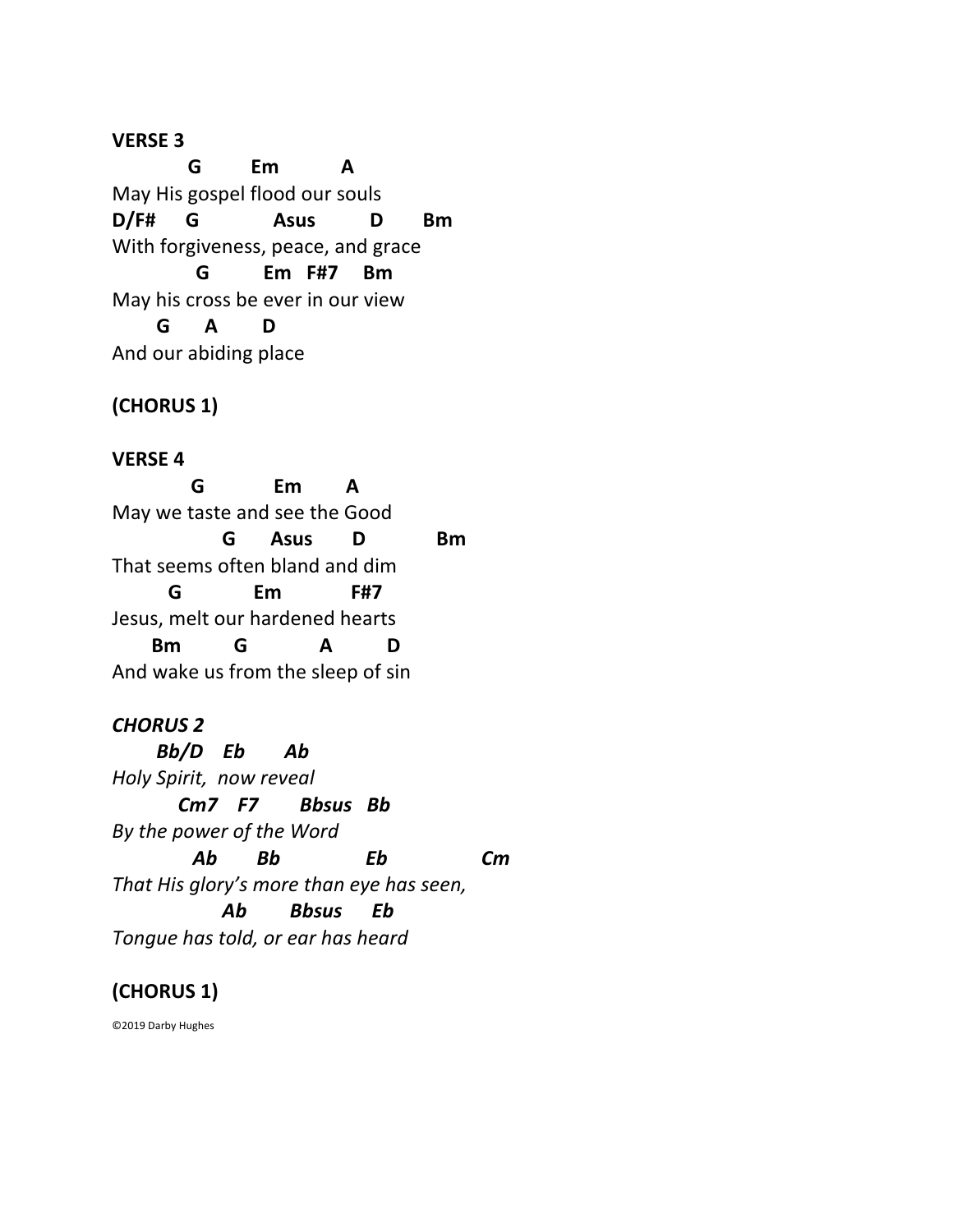**VERSE 3**

```
          G        Em          A
May His gospel flood our souls
D/F#     G            Asus         D       Bm
With forgiveness, peace, and grace
           G         Em   F#7     Bm
May his cross be ever in our view
      G      A        D
And our abiding place
```

**(CHORUS 1)**

**VERSE 4**

```
          G            Em        A
May we taste and see the Good
                 G      Asus       D            Bm
That seems often bland and dim
       G            Em          F#7
Jesus, melt our hardened hearts
     Bm         G            A         D
And wake us from the sleep of sin
```

***CHORUS 2***

```
      Bb/D    Eb       Ab
Holy Spirit,  now reveal
         Cm7    F7        Bbsus   Bb
By the power of the Word
           Ab       Bb              Eb               Cm
That His glory's more than eye has seen,
               Ab        Bbsus      Eb
Tongue has told, or ear has heard
```

**(CHORUS 1)**

©2019 Darby Hughes